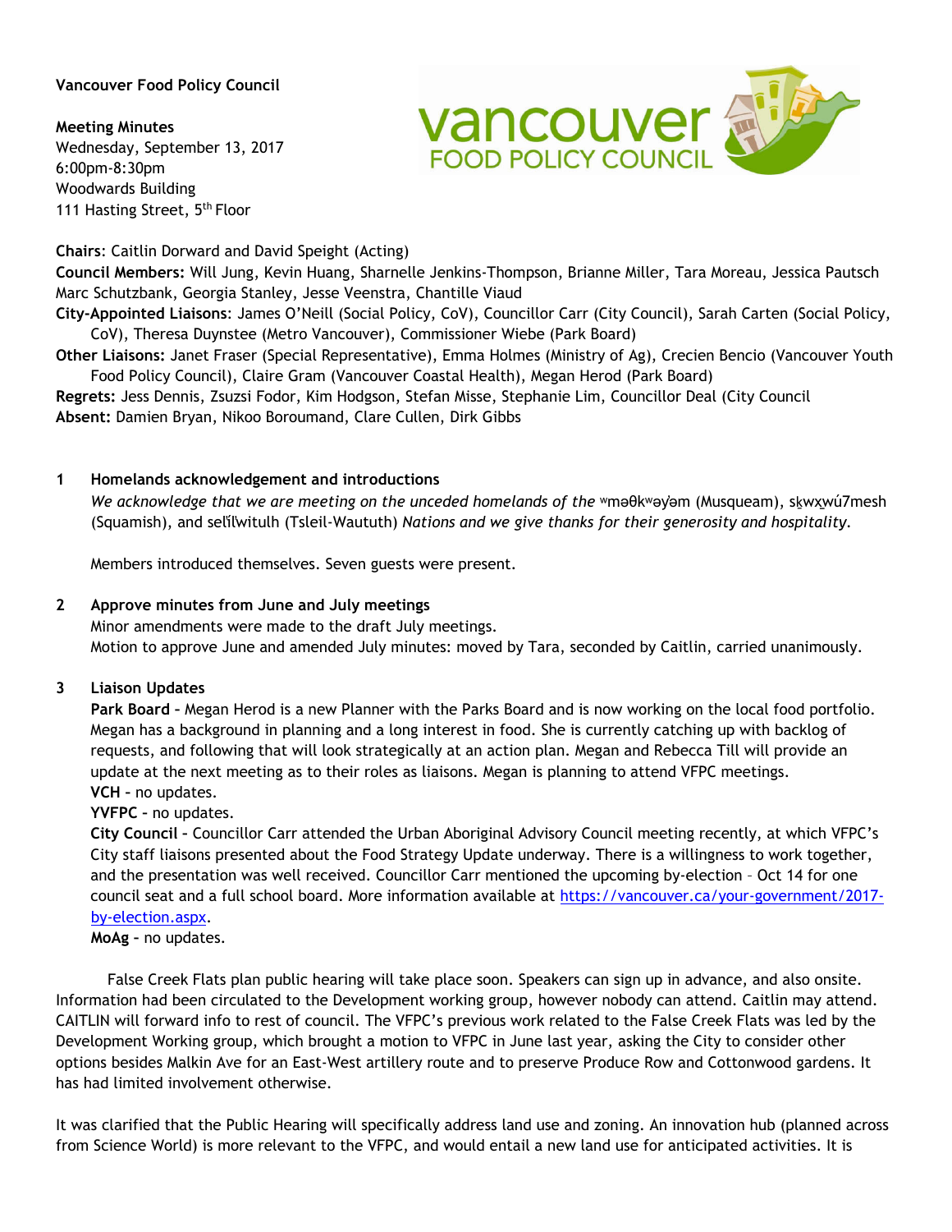**Vancouver Food Policy Council**

**Meeting Minutes**
Wednesday, September 13, 2017
6:00pm-8:30pm
Woodwards Building
111 Hasting Street, 5th Floor

**Chairs**: Caitlin Dorward and David Speight (Acting)
**Council Members:** Will Jung, Kevin Huang, Sharnelle Jenkins-Thompson, Brianne Miller, Tara Moreau, Jessica Pautsch Marc Schutzbank, Georgia Stanley, Jesse Veenstra, Chantille Viaud
**City-Appointed Liaisons**: James O'Neill (Social Policy, CoV), Councillor Carr (City Council), Sarah Carten (Social Policy, CoV), Theresa Duynstee (Metro Vancouver), Commissioner Wiebe (Park Board)
**Other Liaisons:** Janet Fraser (Special Representative), Emma Holmes (Ministry of Ag), Crecien Bencio (Vancouver Youth Food Policy Council), Claire Gram (Vancouver Coastal Health), Megan Herod (Park Board)
**Regrets:** Jess Dennis, Zsuzsi Fodor, Kim Hodgson, Stefan Misse, Stephanie Lim, Councillor Deal (City Council
**Absent:** Damien Bryan, Nikoo Boroumand, Clare Cullen, Dirk Gibbs

## 1 Homelands acknowledgement and introductions

*We acknowledge that we are meeting on the unceded homelands of the* ʷməθkʷəy̓əm (Musqueam), sḵwx̱wú7mesh (Squamish), and səl̓ílwitulh (Tsleil-Waututh) *Nations and we give thanks for their generosity and hospitality.*

Members introduced themselves. Seven guests were present.

## 2 Approve minutes from June and July meetings

Minor amendments were made to the draft July meetings.
Motion to approve June and amended July minutes: moved by Tara, seconded by Caitlin, carried unanimously.

## 3 Liaison Updates

**Park Board** – Megan Herod is a new Planner with the Parks Board and is now working on the local food portfolio. Megan has a background in planning and a long interest in food. She is currently catching up with backlog of requests, and following that will look strategically at an action plan. Megan and Rebecca Till will provide an update at the next meeting as to their roles as liaisons. Megan is planning to attend VFPC meetings.
**VCH** – no updates.
**YVFPC** – no updates.
**City Council** – Councillor Carr attended the Urban Aboriginal Advisory Council meeting recently, at which VFPC's City staff liaisons presented about the Food Strategy Update underway. There is a willingness to work together, and the presentation was well received. Councillor Carr mentioned the upcoming by-election – Oct 14 for one council seat and a full school board. More information available at https://vancouver.ca/your-government/2017-by-election.aspx.
**MoAg** – no updates.

False Creek Flats plan public hearing will take place soon. Speakers can sign up in advance, and also onsite. Information had been circulated to the Development working group, however nobody can attend. Caitlin may attend. CAITLIN will forward info to rest of council. The VFPC's previous work related to the False Creek Flats was led by the Development Working group, which brought a motion to VFPC in June last year, asking the City to consider other options besides Malkin Ave for an East-West artillery route and to preserve Produce Row and Cottonwood gardens. It has had limited involvement otherwise.

It was clarified that the Public Hearing will specifically address land use and zoning. An innovation hub (planned across from Science World) is more relevant to the VFPC, and would entail a new land use for anticipated activities. It is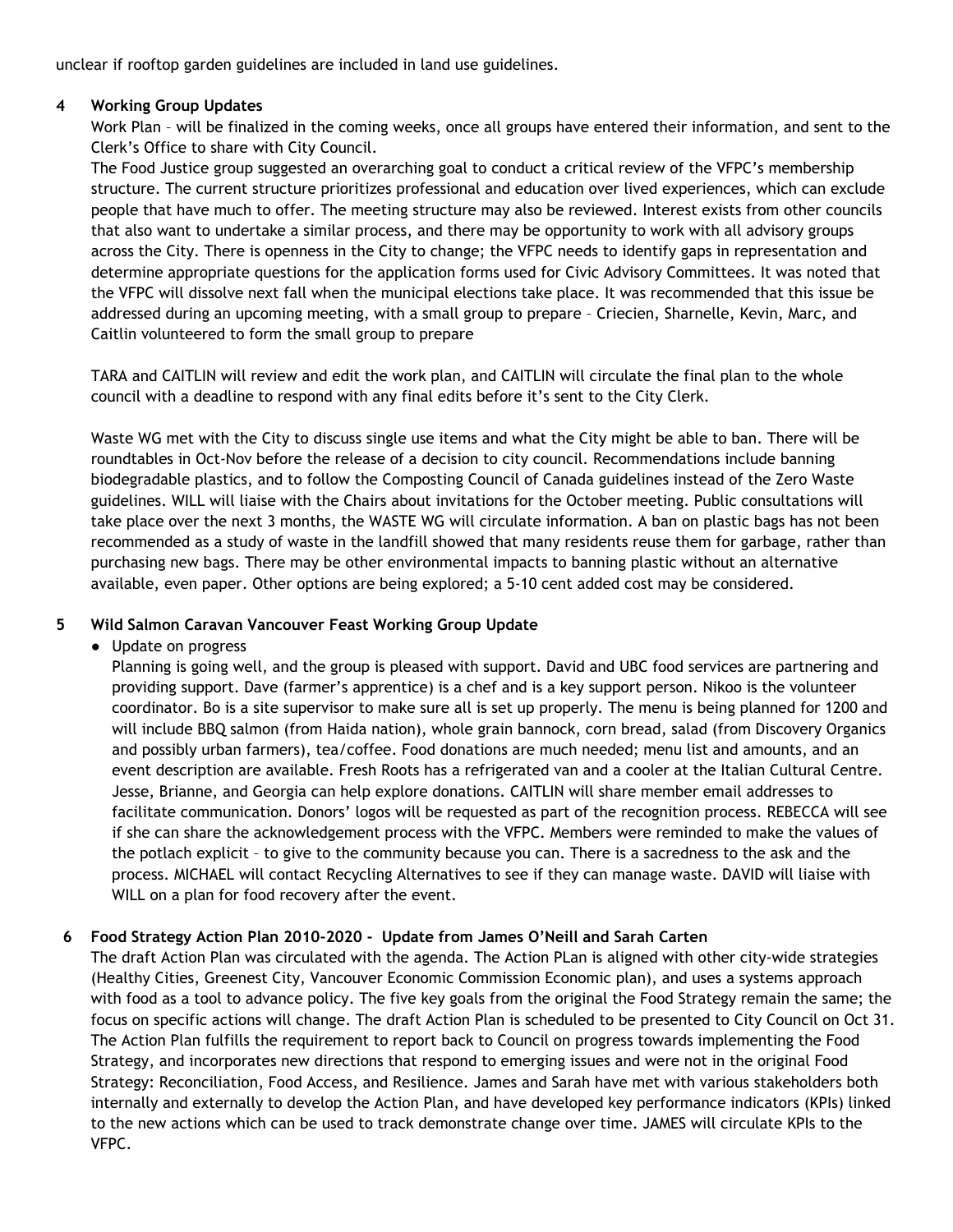unclear if rooftop garden guidelines are included in land use guidelines.

**4 Working Group Updates**

Work Plan – will be finalized in the coming weeks, once all groups have entered their information, and sent to the Clerk's Office to share with City Council.

The Food Justice group suggested an overarching goal to conduct a critical review of the VFPC's membership structure. The current structure prioritizes professional and education over lived experiences, which can exclude people that have much to offer. The meeting structure may also be reviewed. Interest exists from other councils that also want to undertake a similar process, and there may be opportunity to work with all advisory groups across the City. There is openness in the City to change; the VFPC needs to identify gaps in representation and determine appropriate questions for the application forms used for Civic Advisory Committees. It was noted that the VFPC will dissolve next fall when the municipal elections take place. It was recommended that this issue be addressed during an upcoming meeting, with a small group to prepare – Criecien, Sharnelle, Kevin, Marc, and Caitlin volunteered to form the small group to prepare

TARA and CAITLIN will review and edit the work plan, and CAITLIN will circulate the final plan to the whole council with a deadline to respond with any final edits before it's sent to the City Clerk.

Waste WG met with the City to discuss single use items and what the City might be able to ban. There will be roundtables in Oct-Nov before the release of a decision to city council. Recommendations include banning biodegradable plastics, and to follow the Composting Council of Canada guidelines instead of the Zero Waste guidelines. WILL will liaise with the Chairs about invitations for the October meeting. Public consultations will take place over the next 3 months, the WASTE WG will circulate information. A ban on plastic bags has not been recommended as a study of waste in the landfill showed that many residents reuse them for garbage, rather than purchasing new bags. There may be other environmental impacts to banning plastic without an alternative available, even paper. Other options are being explored; a 5-10 cent added cost may be considered.

**5 Wild Salmon Caravan Vancouver Feast Working Group Update**

- Update on progress

Planning is going well, and the group is pleased with support. David and UBC food services are partnering and providing support. Dave (farmer's apprentice) is a chef and is a key support person. Nikoo is the volunteer coordinator. Bo is a site supervisor to make sure all is set up properly. The menu is being planned for 1200 and will include BBQ salmon (from Haida nation), whole grain bannock, corn bread, salad (from Discovery Organics and possibly urban farmers), tea/coffee. Food donations are much needed; menu list and amounts, and an event description are available. Fresh Roots has a refrigerated van and a cooler at the Italian Cultural Centre. Jesse, Brianne, and Georgia can help explore donations. CAITLIN will share member email addresses to facilitate communication. Donors' logos will be requested as part of the recognition process. REBECCA will see if she can share the acknowledgement process with the VFPC. Members were reminded to make the values of the potlach explicit – to give to the community because you can. There is a sacredness to the ask and the process. MICHAEL will contact Recycling Alternatives to see if they can manage waste. DAVID will liaise with WILL on a plan for food recovery after the event.

**6 Food Strategy Action Plan 2010-2020 - Update from James O'Neill and Sarah Carten**

The draft Action Plan was circulated with the agenda. The Action PLan is aligned with other city-wide strategies (Healthy Cities, Greenest City, Vancouver Economic Commission Economic plan), and uses a systems approach with food as a tool to advance policy. The five key goals from the original the Food Strategy remain the same; the focus on specific actions will change. The draft Action Plan is scheduled to be presented to City Council on Oct 31. The Action Plan fulfills the requirement to report back to Council on progress towards implementing the Food Strategy, and incorporates new directions that respond to emerging issues and were not in the original Food Strategy: Reconciliation, Food Access, and Resilience. James and Sarah have met with various stakeholders both internally and externally to develop the Action Plan, and have developed key performance indicators (KPIs) linked to the new actions which can be used to track demonstrate change over time. JAMES will circulate KPIs to the VFPC.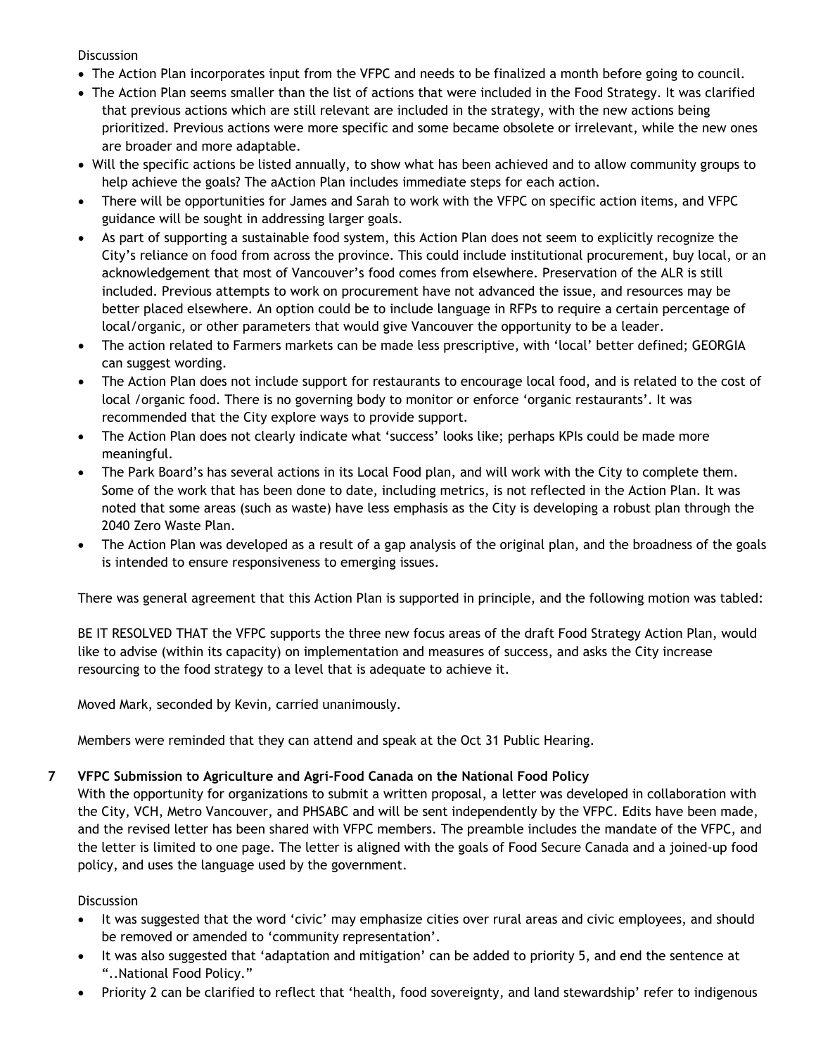Discussion

- The Action Plan incorporates input from the VFPC and needs to be finalized a month before going to council.
- The Action Plan seems smaller than the list of actions that were included in the Food Strategy. It was clarified that previous actions which are still relevant are included in the strategy, with the new actions being prioritized. Previous actions were more specific and some became obsolete or irrelevant, while the new ones are broader and more adaptable.
- Will the specific actions be listed annually, to show what has been achieved and to allow community groups to help achieve the goals? The aAction Plan includes immediate steps for each action.
- There will be opportunities for James and Sarah to work with the VFPC on specific action items, and VFPC guidance will be sought in addressing larger goals.
- As part of supporting a sustainable food system, this Action Plan does not seem to explicitly recognize the City's reliance on food from across the province. This could include institutional procurement, buy local, or an acknowledgement that most of Vancouver's food comes from elsewhere. Preservation of the ALR is still included. Previous attempts to work on procurement have not advanced the issue, and resources may be better placed elsewhere. An option could be to include language in RFPs to require a certain percentage of local/organic, or other parameters that would give Vancouver the opportunity to be a leader.
- The action related to Farmers markets can be made less prescriptive, with 'local' better defined; GEORGIA can suggest wording.
- The Action Plan does not include support for restaurants to encourage local food, and is related to the cost of local /organic food. There is no governing body to monitor or enforce 'organic restaurants'. It was recommended that the City explore ways to provide support.
- The Action Plan does not clearly indicate what 'success' looks like; perhaps KPIs could be made more meaningful.
- The Park Board's has several actions in its Local Food plan, and will work with the City to complete them. Some of the work that has been done to date, including metrics, is not reflected in the Action Plan. It was noted that some areas (such as waste) have less emphasis as the City is developing a robust plan through the 2040 Zero Waste Plan.
- The Action Plan was developed as a result of a gap analysis of the original plan, and the broadness of the goals is intended to ensure responsiveness to emerging issues.

There was general agreement that this Action Plan is supported in principle, and the following motion was tabled:

BE IT RESOLVED THAT the VFPC supports the three new focus areas of the draft Food Strategy Action Plan, would like to advise (within its capacity) on implementation and measures of success, and asks the City increase resourcing to the food strategy to a level that is adequate to achieve it.

Moved Mark, seconded by Kevin, carried unanimously.

Members were reminded that they can attend and speak at the Oct 31 Public Hearing.

## 7 VFPC Submission to Agriculture and Agri-Food Canada on the National Food Policy

With the opportunity for organizations to submit a written proposal, a letter was developed in collaboration with the City, VCH, Metro Vancouver, and PHSABC and will be sent independently by the VFPC. Edits have been made, and the revised letter has been shared with VFPC members. The preamble includes the mandate of the VFPC, and the letter is limited to one page. The letter is aligned with the goals of Food Secure Canada and a joined-up food policy, and uses the language used by the government.

Discussion

- It was suggested that the word 'civic' may emphasize cities over rural areas and civic employees, and should be removed or amended to 'community representation'.
- It was also suggested that 'adaptation and mitigation' can be added to priority 5, and end the sentence at "..National Food Policy."
- Priority 2 can be clarified to reflect that 'health, food sovereignty, and land stewardship' refer to indigenous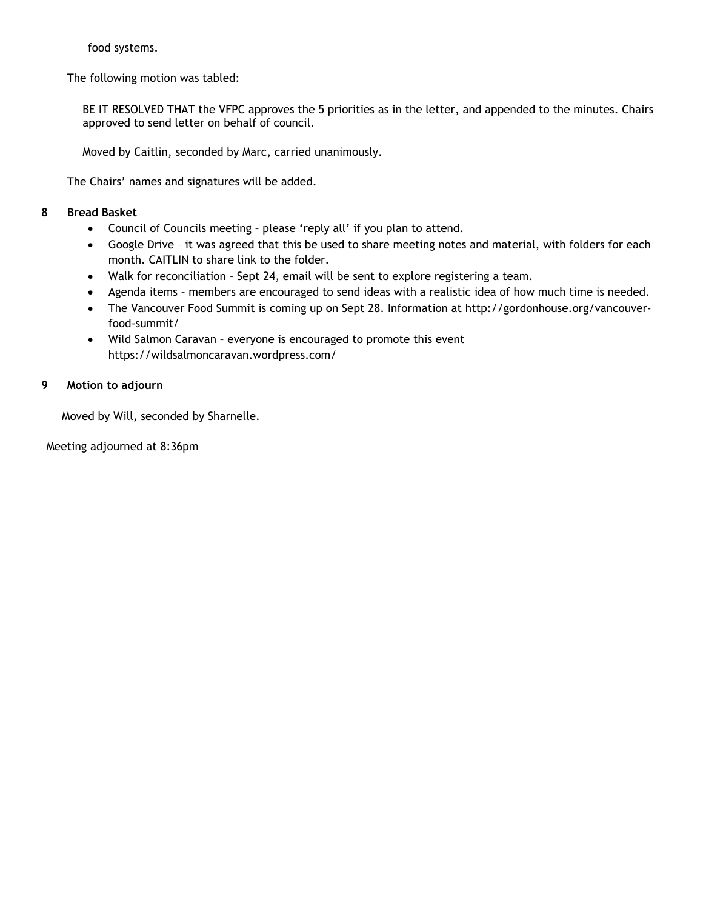food systems.

The following motion was tabled:

BE IT RESOLVED THAT the VFPC approves the 5 priorities as in the letter, and appended to the minutes. Chairs approved to send letter on behalf of council.

Moved by Caitlin, seconded by Marc, carried unanimously.

The Chairs' names and signatures will be added.

**8 Bread Basket**

- Council of Councils meeting – please 'reply all' if you plan to attend.
- Google Drive – it was agreed that this be used to share meeting notes and material, with folders for each month. CAITLIN to share link to the folder.
- Walk for reconciliation – Sept 24, email will be sent to explore registering a team.
- Agenda items – members are encouraged to send ideas with a realistic idea of how much time is needed.
- The Vancouver Food Summit is coming up on Sept 28. Information at http://gordonhouse.org/vancouver-food-summit/
- Wild Salmon Caravan – everyone is encouraged to promote this event https://wildsalmoncaravan.wordpress.com/

**9 Motion to adjourn**

Moved by Will, seconded by Sharnelle.

Meeting adjourned at 8:36pm